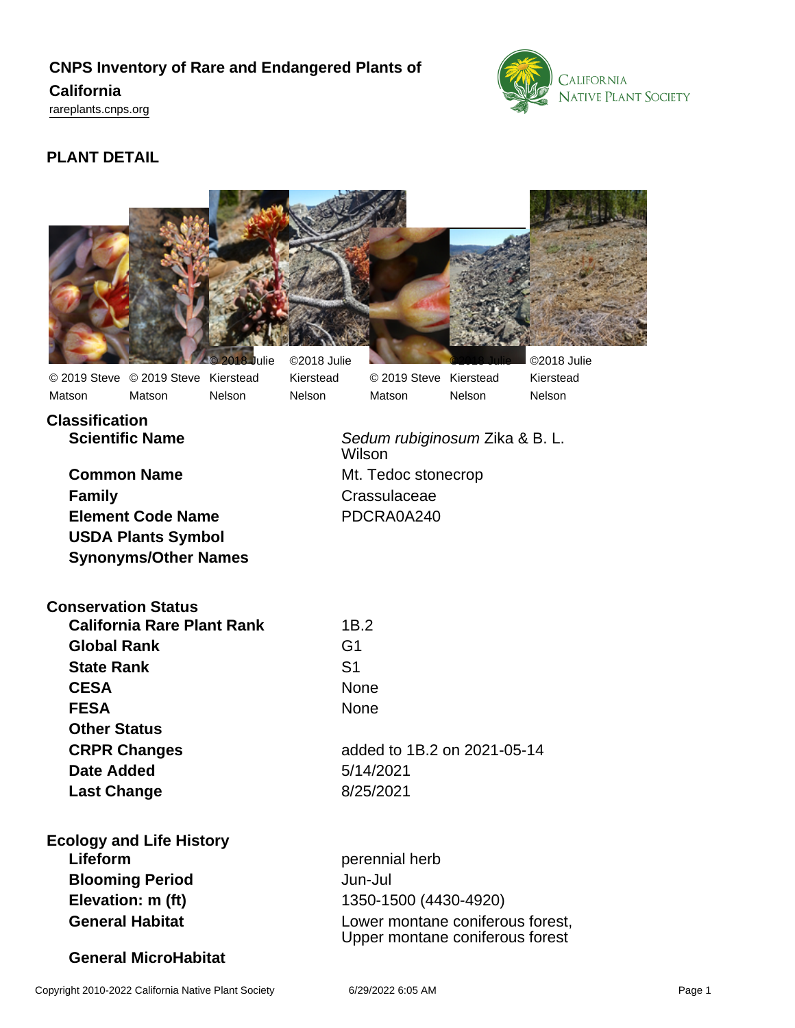# CNPS Inventory of Rare and Endangered Plants of California

rareplants.cnps.org

## PLANT DETAIL

© 2019 Steve Matson | © 2019 Steve Matson | © 2018 Julie Kierstead Nelson | ©2018 Julie Kierstead Nelson | © 2019 Steve Matson | ©2018 Julie Kierstead Nelson | ©2018 Julie Kierstead Nelson

### Classification

| | |
|---|---|
| **Scientific Name** | *Sedum rubiginosum* Zika & B. L. Wilson |
| **Common Name** | Mt. Tedoc stonecrop |
| **Family** | Crassulaceae |
| **Element Code Name** | PDCRA0A240 |
| **USDA Plants Symbol** | |
| **Synonyms/Other Names** | |

### Conservation Status

| | |
|---|---|
| **California Rare Plant Rank** | 1B.2 |
| **Global Rank** | G1 |
| **State Rank** | S1 |
| **CESA** | None |
| **FESA** | None |
| **Other Status** | |
| **CRPR Changes** | added to 1B.2 on 2021-05-14 |
| **Date Added** | 5/14/2021 |
| **Last Change** | 8/25/2021 |

### Ecology and Life History

| | |
|---|---|
| **Lifeform** | perennial herb |
| **Blooming Period** | Jun-Jul |
| **Elevation: m (ft)** | 1350-1500 (4430-4920) |
| **General Habitat** | Lower montane coniferous forest, Upper montane coniferous forest |
| **General MicroHabitat** | |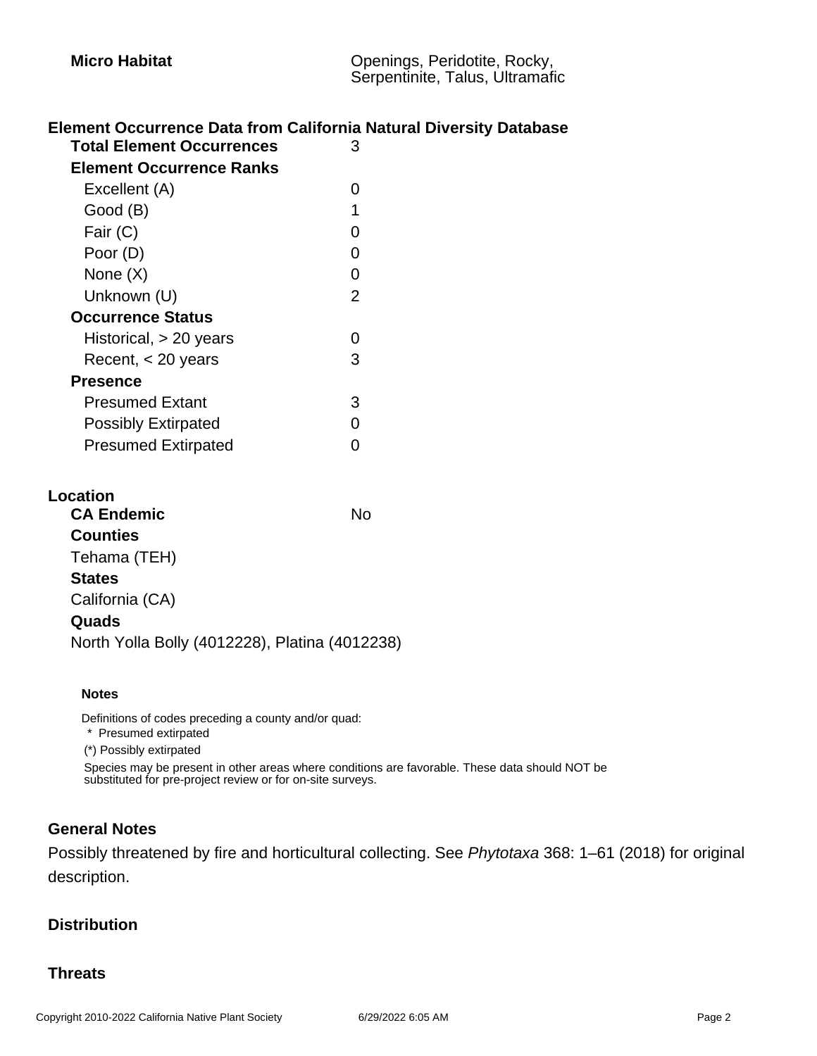**Micro Habitat** Openings, Peridotite, Rocky, Serpentinite, Talus, Ultramafic

## Element Occurrence Data from California Natural Diversity Database

| | |
|---|---|
| **Total Element Occurrences** | 3 |
| **Element Occurrence Ranks** | |
| Excellent (A) | 0 |
| Good (B) | 1 |
| Fair (C) | 0 |
| Poor (D) | 0 |
| None (X) | 0 |
| Unknown (U) | 2 |
| **Occurrence Status** | |
| Historical, > 20 years | 0 |
| Recent, < 20 years | 3 |
| **Presence** | |
| Presumed Extant | 3 |
| Possibly Extirpated | 0 |
| Presumed Extirpated | 0 |

## Location

**CA Endemic** No

**Counties**

Tehama (TEH)

**States**

California (CA)

**Quads**

North Yolla Bolly (4012228), Platina (4012238)

**Notes**

Definitions of codes preceding a county and/or quad:

\* Presumed extirpated

(*) Possibly extirpated

Species may be present in other areas where conditions are favorable. These data should NOT be substituted for pre-project review or for on-site surveys.

## General Notes

Possibly threatened by fire and horticultural collecting. See *Phytotaxa* 368: 1–61 (2018) for original description.

## Distribution

## Threats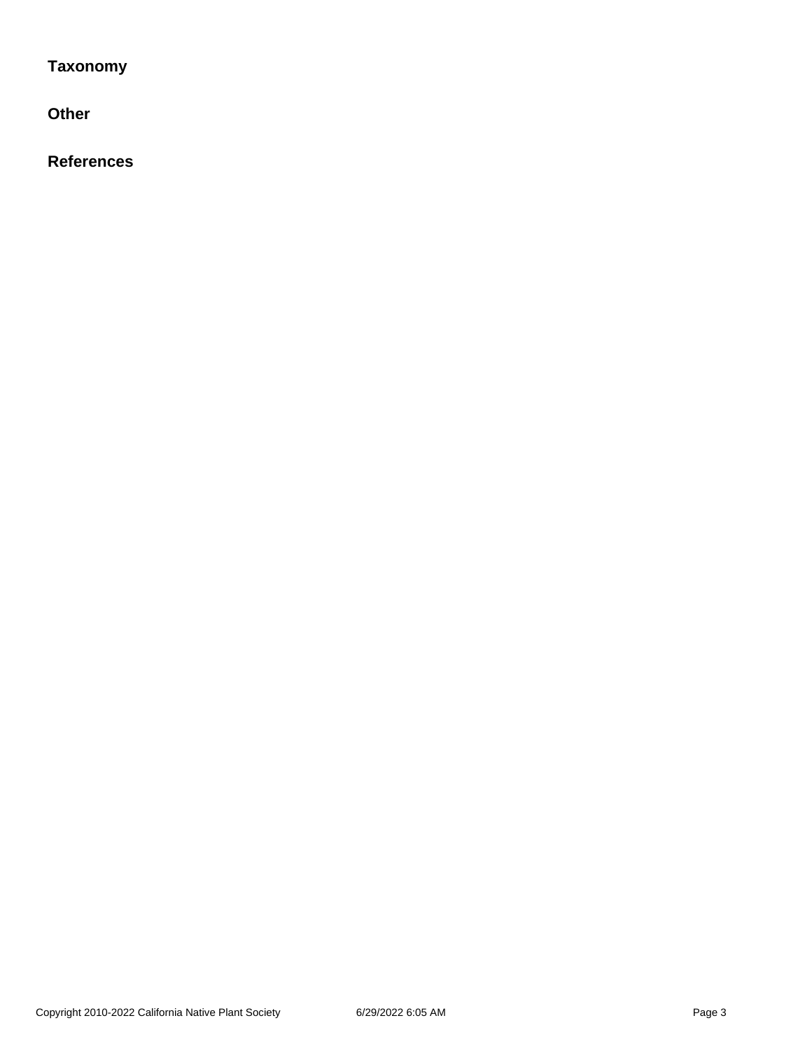### Taxonomy

### Other

### References